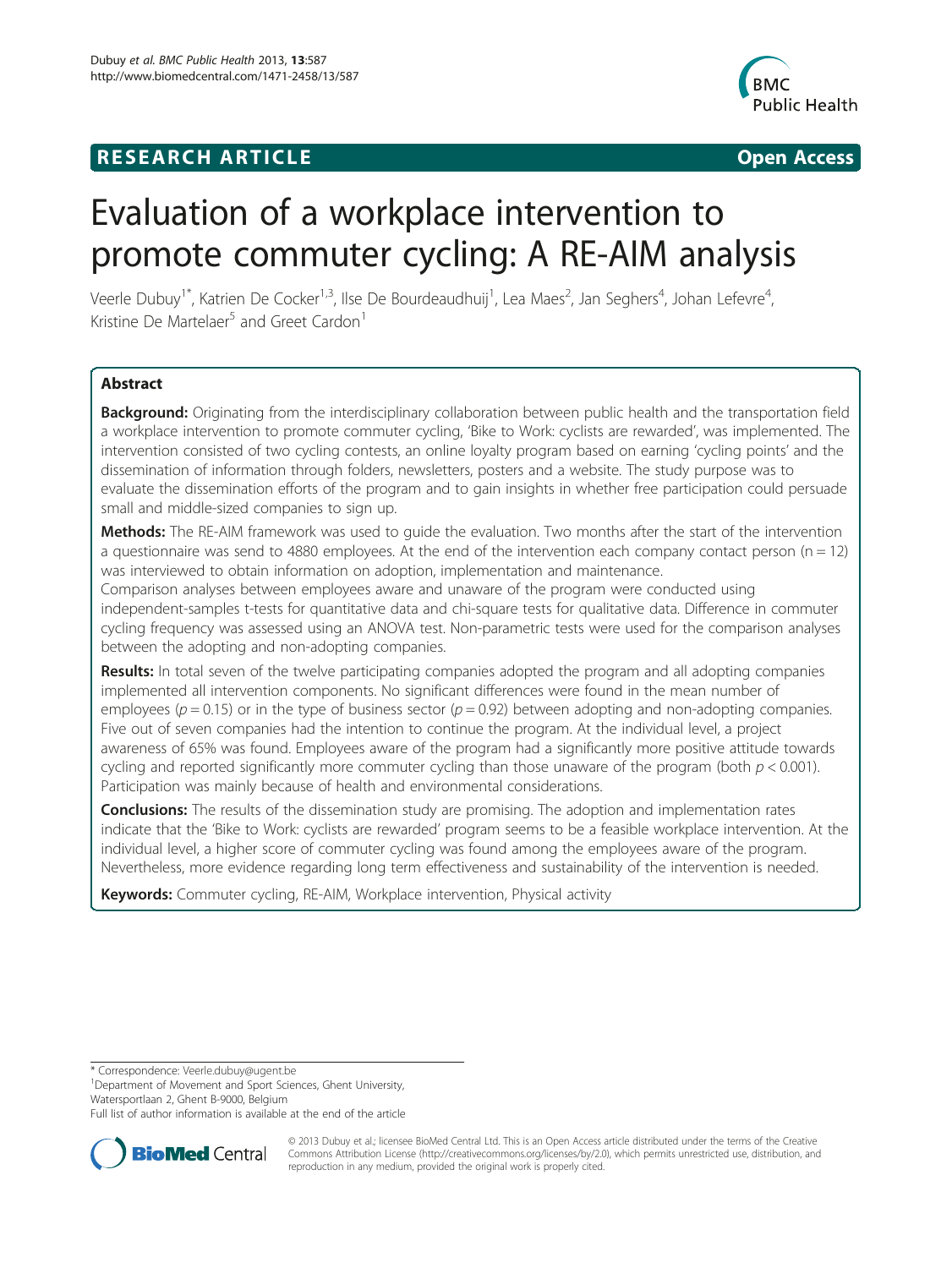RESEARCH ARTICLE Open Access

# Evaluation of a workplace intervention to promote commuter cycling: A RE-AIM analysis

Veerle Dubuy[1*], Katrien De Cocker[1,3], Ilse De Bourdeaudhuij[1], Lea Maes[2], Jan Seghers[4], Johan Lefevre[4], Kristine De Martelaer[5] and Greet Cardon[1]

## Abstract

**Background:** Originating from the interdisciplinary collaboration between public health and the transportation field a workplace intervention to promote commuter cycling, 'Bike to Work: cyclists are rewarded', was implemented. The intervention consisted of two cycling contests, an online loyalty program based on earning 'cycling points' and the dissemination of information through folders, newsletters, posters and a website. The study purpose was to evaluate the dissemination efforts of the program and to gain insights in whether free participation could persuade small and middle-sized companies to sign up.

**Methods:** The RE-AIM framework was used to guide the evaluation. Two months after the start of the intervention a questionnaire was send to 4880 employees. At the end of the intervention each company contact person (n = 12) was interviewed to obtain information on adoption, implementation and maintenance.

Comparison analyses between employees aware and unaware of the program were conducted using independent-samples t-tests for quantitative data and chi-square tests for qualitative data. Difference in commuter cycling frequency was assessed using an ANOVA test. Non-parametric tests were used for the comparison analyses between the adopting and non-adopting companies.

**Results:** In total seven of the twelve participating companies adopted the program and all adopting companies implemented all intervention components. No significant differences were found in the mean number of employees ($p = 0.15$) or in the type of business sector ($p = 0.92$) between adopting and non-adopting companies. Five out of seven companies had the intention to continue the program. At the individual level, a project awareness of 65% was found. Employees aware of the program had a significantly more positive attitude towards cycling and reported significantly more commuter cycling than those unaware of the program (both $p < 0.001$). Participation was mainly because of health and environmental considerations.

**Conclusions:** The results of the dissemination study are promising. The adoption and implementation rates indicate that the 'Bike to Work: cyclists are rewarded' program seems to be a feasible workplace intervention. At the individual level, a higher score of commuter cycling was found among the employees aware of the program. Nevertheless, more evidence regarding long term effectiveness and sustainability of the intervention is needed.

**Keywords:** Commuter cycling, RE-AIM, Workplace intervention, Physical activity

\* Correspondence: Veerle.dubuy@ugent.be
[1]Department of Movement and Sport Sciences, Ghent University, Watersportlaan 2, Ghent B-9000, Belgium
Full list of author information is available at the end of the article

© 2013 Dubuy et al.; licensee BioMed Central Ltd. This is an Open Access article distributed under the terms of the Creative Commons Attribution License (http://creativecommons.org/licenses/by/2.0), which permits unrestricted use, distribution, and reproduction in any medium, provided the original work is properly cited.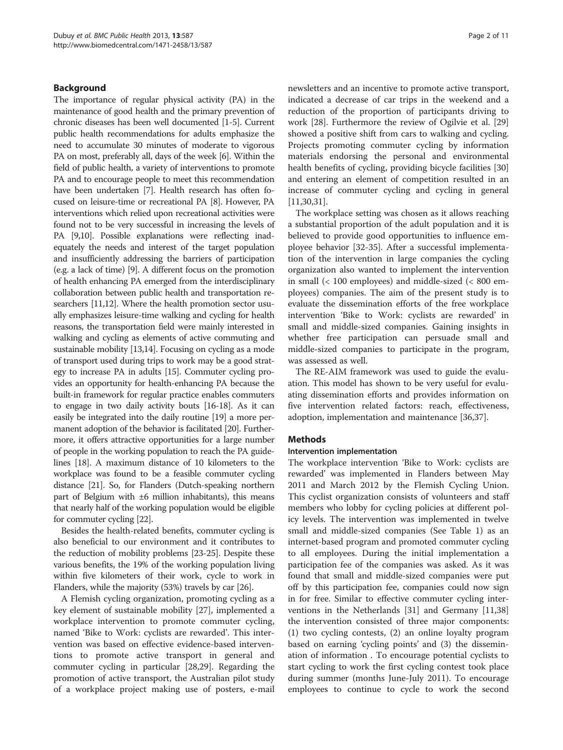## Background

The importance of regular physical activity (PA) in the maintenance of good health and the primary prevention of chronic diseases has been well documented [1-5]. Current public health recommendations for adults emphasize the need to accumulate 30 minutes of moderate to vigorous PA on most, preferably all, days of the week [6]. Within the field of public health, a variety of interventions to promote PA and to encourage people to meet this recommendation have been undertaken [7]. Health research has often focused on leisure-time or recreational PA [8]. However, PA interventions which relied upon recreational activities were found not to be very successful in increasing the levels of PA [9,10]. Possible explanations were reflecting inadequately the needs and interest of the target population and insufficiently addressing the barriers of participation (e.g. a lack of time) [9]. A different focus on the promotion of health enhancing PA emerged from the interdisciplinary collaboration between public health and transportation researchers [11,12]. Where the health promotion sector usually emphasizes leisure-time walking and cycling for health reasons, the transportation field were mainly interested in walking and cycling as elements of active commuting and sustainable mobility [13,14]. Focusing on cycling as a mode of transport used during trips to work may be a good strategy to increase PA in adults [15]. Commuter cycling provides an opportunity for health-enhancing PA because the built-in framework for regular practice enables commuters to engage in two daily activity bouts [16-18]. As it can easily be integrated into the daily routine [19] a more permanent adoption of the behavior is facilitated [20]. Furthermore, it offers attractive opportunities for a large number of people in the working population to reach the PA guidelines [18]. A maximum distance of 10 kilometers to the workplace was found to be a feasible commuter cycling distance [21]. So, for Flanders (Dutch-speaking northern part of Belgium with ±6 million inhabitants), this means that nearly half of the working population would be eligible for commuter cycling [22].

Besides the health-related benefits, commuter cycling is also beneficial to our environment and it contributes to the reduction of mobility problems [23-25]. Despite these various benefits, the 19% of the working population living within five kilometers of their work, cycle to work in Flanders, while the majority (53%) travels by car [26].

A Flemish cycling organization, promoting cycling as a key element of sustainable mobility [27], implemented a workplace intervention to promote commuter cycling, named 'Bike to Work: cyclists are rewarded'. This intervention was based on effective evidence-based interventions to promote active transport in general and commuter cycling in particular [28,29]. Regarding the promotion of active transport, the Australian pilot study of a workplace project making use of posters, e-mail newsletters and an incentive to promote active transport, indicated a decrease of car trips in the weekend and a reduction of the proportion of participants driving to work [28]. Furthermore the review of Ogilvie et al. [29] showed a positive shift from cars to walking and cycling. Projects promoting commuter cycling by information materials endorsing the personal and environmental health benefits of cycling, providing bicycle facilities [30] and entering an element of competition resulted in an increase of commuter cycling and cycling in general [11,30,31].

The workplace setting was chosen as it allows reaching a substantial proportion of the adult population and it is believed to provide good opportunities to influence employee behavior [32-35]. After a successful implementation of the intervention in large companies the cycling organization also wanted to implement the intervention in small (< 100 employees) and middle-sized (< 800 employees) companies. The aim of the present study is to evaluate the dissemination efforts of the free workplace intervention 'Bike to Work: cyclists are rewarded' in small and middle-sized companies. Gaining insights in whether free participation can persuade small and middle-sized companies to participate in the program, was assessed as well.

The RE-AIM framework was used to guide the evaluation. This model has shown to be very useful for evaluating dissemination efforts and provides information on five intervention related factors: reach, effectiveness, adoption, implementation and maintenance [36,37].

## Methods

### Intervention implementation

The workplace intervention 'Bike to Work: cyclists are rewarded' was implemented in Flanders between May 2011 and March 2012 by the Flemish Cycling Union. This cyclist organization consists of volunteers and staff members who lobby for cycling policies at different policy levels. The intervention was implemented in twelve small and middle-sized companies (See Table 1) as an internet-based program and promoted commuter cycling to all employees. During the initial implementation a participation fee of the companies was asked. As it was found that small and middle-sized companies were put off by this participation fee, companies could now sign in for free. Similar to effective commuter cycling interventions in the Netherlands [31] and Germany [11,38] the intervention consisted of three major components: (1) two cycling contests, (2) an online loyalty program based on earning 'cycling points' and (3) the dissemination of information . To encourage potential cyclists to start cycling to work the first cycling contest took place during summer (months June-July 2011). To encourage employees to continue to cycle to work the second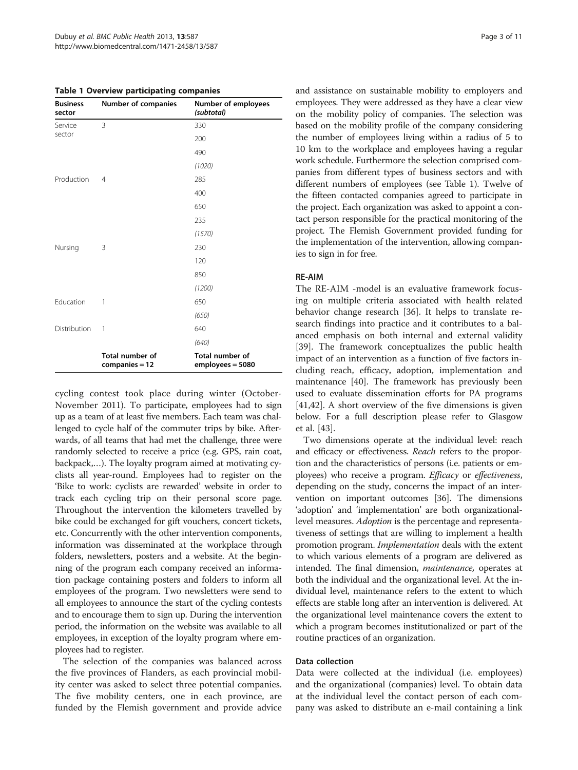**Table 1 Overview participating companies**

| Business sector | Number of companies | Number of employees (subtotal) |
|---|---|---|
| Service sector | 3 | 330 |
| | | 200 |
| | | 490 |
| | | *(1020)* |
| Production | 4 | 285 |
| | | 400 |
| | | 650 |
| | | 235 |
| | | *(1570)* |
| Nursing | 3 | 230 |
| | | 120 |
| | | 850 |
| | | *(1200)* |
| Education | 1 | 650 |
| | | *(650)* |
| Distribution | 1 | 640 |
| | | *(640)* |
| | **Total number of companies = 12** | **Total number of employees = 5080** |

cycling contest took place during winter (October-November 2011). To participate, employees had to sign up as a team of at least five members. Each team was challenged to cycle half of the commuter trips by bike. Afterwards, of all teams that had met the challenge, three were randomly selected to receive a price (e.g. GPS, rain coat, backpack,…). The loyalty program aimed at motivating cyclists all year-round. Employees had to register on the 'Bike to work: cyclists are rewarded' website in order to track each cycling trip on their personal score page. Throughout the intervention the kilometers travelled by bike could be exchanged for gift vouchers, concert tickets, etc. Concurrently with the other intervention components, information was disseminated at the workplace through folders, newsletters, posters and a website. At the beginning of the program each company received an information package containing posters and folders to inform all employees of the program. Two newsletters were send to all employees to announce the start of the cycling contests and to encourage them to sign up. During the intervention period, the information on the website was available to all employees, in exception of the loyalty program where employees had to register.

The selection of the companies was balanced across the five provinces of Flanders, as each provincial mobility center was asked to select three potential companies. The five mobility centers, one in each province, are funded by the Flemish government and provide advice and assistance on sustainable mobility to employers and employees. They were addressed as they have a clear view on the mobility policy of companies. The selection was based on the mobility profile of the company considering the number of employees living within a radius of 5 to 10 km to the workplace and employees having a regular work schedule. Furthermore the selection comprised companies from different types of business sectors and with different numbers of employees (see Table 1). Twelve of the fifteen contacted companies agreed to participate in the project. Each organization was asked to appoint a contact person responsible for the practical monitoring of the project. The Flemish Government provided funding for the implementation of the intervention, allowing companies to sign in for free.

### RE-AIM

The RE-AIM -model is an evaluative framework focusing on multiple criteria associated with health related behavior change research [36]. It helps to translate research findings into practice and it contributes to a balanced emphasis on both internal and external validity [39]. The framework conceptualizes the public health impact of an intervention as a function of five factors including reach, efficacy, adoption, implementation and maintenance [40]. The framework has previously been used to evaluate dissemination efforts for PA programs [41,42]. A short overview of the five dimensions is given below. For a full description please refer to Glasgow et al. [43].

Two dimensions operate at the individual level: reach and efficacy or effectiveness. *Reach* refers to the proportion and the characteristics of persons (i.e. patients or employees) who receive a program. *Efficacy* or *effectiveness*, depending on the study, concerns the impact of an intervention on important outcomes [36]. The dimensions 'adoption' and 'implementation' are both organizational-level measures. *Adoption* is the percentage and representativeness of settings that are willing to implement a health promotion program. *Implementation* deals with the extent to which various elements of a program are delivered as intended. The final dimension, *maintenance,* operates at both the individual and the organizational level. At the individual level, maintenance refers to the extent to which effects are stable long after an intervention is delivered. At the organizational level maintenance covers the extent to which a program becomes institutionalized or part of the routine practices of an organization.

### Data collection

Data were collected at the individual (i.e. employees) and the organizational (companies) level. To obtain data at the individual level the contact person of each company was asked to distribute an e-mail containing a link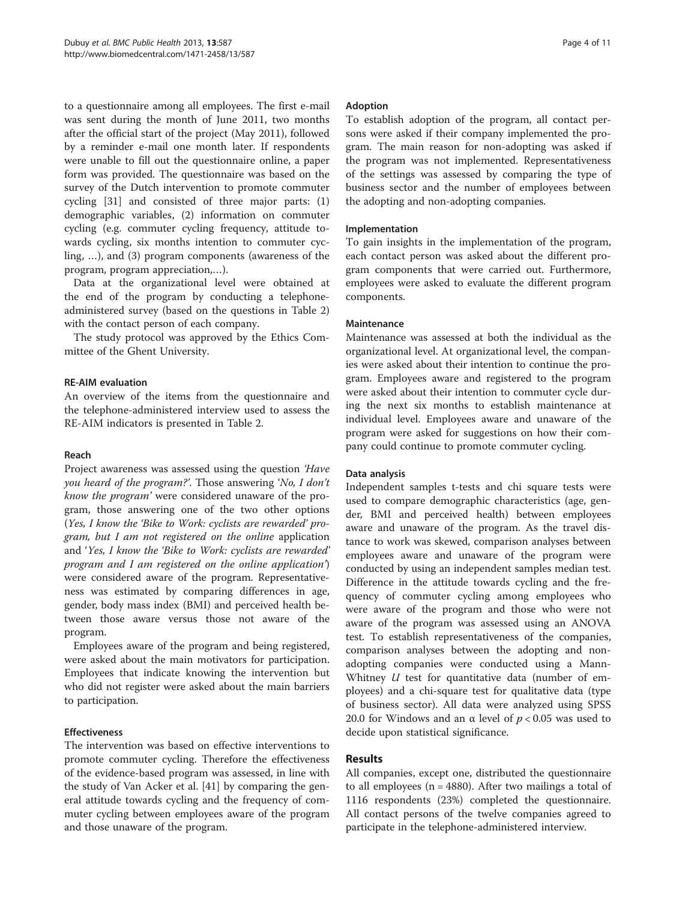to a questionnaire among all employees. The first e-mail was sent during the month of June 2011, two months after the official start of the project (May 2011), followed by a reminder e-mail one month later. If respondents were unable to fill out the questionnaire online, a paper form was provided. The questionnaire was based on the survey of the Dutch intervention to promote commuter cycling [31] and consisted of three major parts: (1) demographic variables, (2) information on commuter cycling (e.g. commuter cycling frequency, attitude towards cycling, six months intention to commuter cycling, …), and (3) program components (awareness of the program, program appreciation,…).

Data at the organizational level were obtained at the end of the program by conducting a telephone-administered survey (based on the questions in Table 2) with the contact person of each company.

The study protocol was approved by the Ethics Committee of the Ghent University.

### RE-AIM evaluation

An overview of the items from the questionnaire and the telephone-administered interview used to assess the RE-AIM indicators is presented in Table 2.

#### Reach

Project awareness was assessed using the question *'Have you heard of the program?'*. Those answering *'No, I don't know the program'* were considered unaware of the program, those answering one of the two other options (*Yes, I know the 'Bike to Work: cyclists are rewarded' program, but I am not registered on the online* application and '*Yes, I know the 'Bike to Work: cyclists are rewarded' program and I am registered on the online application'*) were considered aware of the program. Representativeness was estimated by comparing differences in age, gender, body mass index (BMI) and perceived health between those aware versus those not aware of the program.

Employees aware of the program and being registered, were asked about the main motivators for participation. Employees that indicate knowing the intervention but who did not register were asked about the main barriers to participation.

#### Effectiveness

The intervention was based on effective interventions to promote commuter cycling. Therefore the effectiveness of the evidence-based program was assessed, in line with the study of Van Acker et al. [41] by comparing the general attitude towards cycling and the frequency of commuter cycling between employees aware of the program and those unaware of the program.

#### Adoption

To establish adoption of the program, all contact persons were asked if their company implemented the program. The main reason for non-adopting was asked if the program was not implemented. Representativeness of the settings was assessed by comparing the type of business sector and the number of employees between the adopting and non-adopting companies.

#### Implementation

To gain insights in the implementation of the program, each contact person was asked about the different program components that were carried out. Furthermore, employees were asked to evaluate the different program components.

#### Maintenance

Maintenance was assessed at both the individual as the organizational level. At organizational level, the companies were asked about their intention to continue the program. Employees aware and registered to the program were asked about their intention to commuter cycle during the next six months to establish maintenance at individual level. Employees aware and unaware of the program were asked for suggestions on how their company could continue to promote commuter cycling.

### Data analysis

Independent samples t-tests and chi square tests were used to compare demographic characteristics (age, gender, BMI and perceived health) between employees aware and unaware of the program. As the travel distance to work was skewed, comparison analyses between employees aware and unaware of the program were conducted by using an independent samples median test. Difference in the attitude towards cycling and the frequency of commuter cycling among employees who were aware of the program and those who were not aware of the program was assessed using an ANOVA test. To establish representativeness of the companies, comparison analyses between the adopting and non-adopting companies were conducted using a Mann-Whitney *U* test for quantitative data (number of employees) and a chi-square test for qualitative data (type of business sector). All data were analyzed using SPSS 20.0 for Windows and an $\alpha$ level of $p < 0.05$ was used to decide upon statistical significance.

## Results

All companies, except one, distributed the questionnaire to all employees (n = 4880). After two mailings a total of 1116 respondents (23%) completed the questionnaire. All contact persons of the twelve companies agreed to participate in the telephone-administered interview.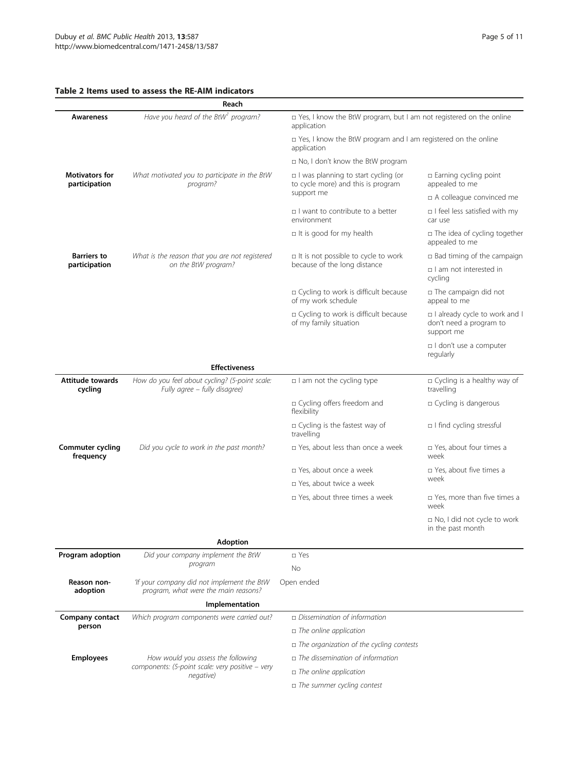**Table 2 Items used to assess the RE-AIM indicators**

| | | | |
|---|---|---|---|
| | **Reach** | | |
| **Awareness** | *Have you heard of the BtW[1] program?* | □ Yes, I know the BtW program, but I am not registered on the online application | |
| | | □ Yes, I know the BtW program and I am registered on the online application | |
| | | □ No, I don't know the BtW program | |
| **Motivators for participation** | *What motivated you to participate in the BtW program?* | □ I was planning to start cycling (or to cycle more) and this is program support me | □ Earning cycling point appealed to me |
| | | | □ A colleague convinced me |
| | | □ I want to contribute to a better environment | □ I feel less satisfied with my car use |
| | | □ It is good for my health | □ The idea of cycling together appealed to me |
| **Barriers to participation** | *What is the reason that you are not registered on the BtW program?* | □ It is not possible to cycle to work because of the long distance | □ Bad timing of the campaign |
| | | | □ I am not interested in cycling |
| | | □ Cycling to work is difficult because of my work schedule | □ The campaign did not appeal to me |
| | | □ Cycling to work is difficult because of my family situation | □ I already cycle to work and I don't need a program to support me |
| | | | □ I don't use a computer regularly |
| | **Effectiveness** | | |
| **Attitude towards cycling** | *How do you feel about cycling? (5-point scale: Fully agree – fully disagree)* | □ I am not the cycling type | □ Cycling is a healthy way of travelling |
| | | □ Cycling offers freedom and flexibility | □ Cycling is dangerous |
| | | □ Cycling is the fastest way of travelling | □ I find cycling stressful |
| **Commuter cycling frequency** | *Did you cycle to work in the past month?* | □ Yes, about less than once a week | □ Yes, about four times a week |
| | | □ Yes, about once a week | □ Yes, about five times a week |
| | | □ Yes, about twice a week | |
| | | □ Yes, about three times a week | □ Yes, more than five times a week |
| | | | □ No, I did not cycle to work in the past month |
| | **Adoption** | | |
| **Program adoption** | *Did your company implement the BtW program* | □ Yes | |
| | | No | |
| **Reason non-adoption** | *'If your company did not implement the BtW program, what were the main reasons?* | Open ended | |
| | **Implementation** | | |
| **Company contact person** | *Which program components were carried out?* | □ *Dissemination of information* | |
| | | □ *The online application* | |
| | | □ *The organization of the cycling contests* | |
| **Employees** | *How would you assess the following components: (5-point scale: very positive – very negative)* | □ *The dissemination of information* | |
| | | □ *The online application* | |
| | | □ *The summer cycling contest* | |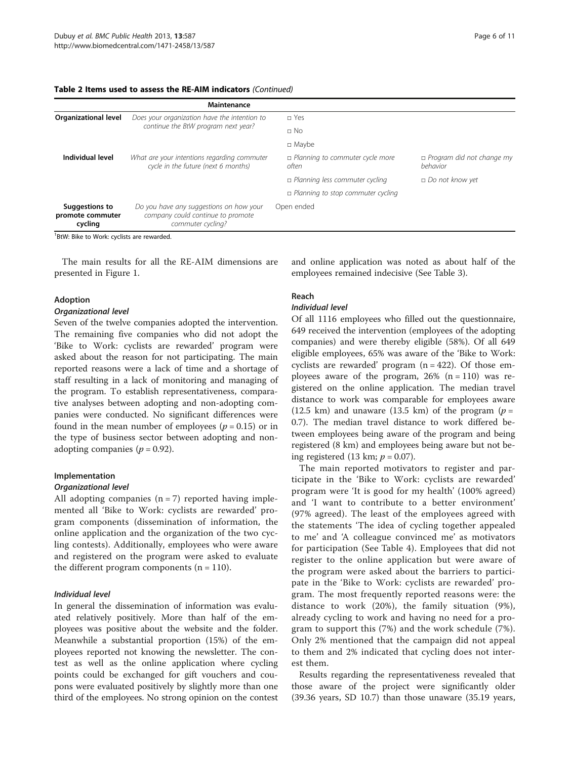**Table 2 Items used to assess the RE-AIM indicators** *(Continued)*

| Maintenance | | | |
|---|---|---|---|
| **Organizational level** | *Does your organization have the intention to continue the BtW program next year?* | □ Yes | |
| | | □ No | |
| | | □ Maybe | |
| **Individual level** | *What are your intentions regarding commuter cycle in the future (next 6 months)* | □ *Planning to commuter cycle more often* | □ *Program did not change my behavior* |
| | | □ *Planning less commuter cycling* | □ *Do not know yet* |
| | | □ *Planning to stop commuter cycling* | |
| **Suggestions to promote commuter cycling** | *Do you have any suggestions on how your company could continue to promote commuter cycling?* | Open ended | |

[1]BtW: Bike to Work: cyclists are rewarded.

The main results for all the RE-AIM dimensions are presented in Figure 1.

### Adoption

#### *Organizational level*

Seven of the twelve companies adopted the intervention. The remaining five companies who did not adopt the 'Bike to Work: cyclists are rewarded' program were asked about the reason for not participating. The main reported reasons were a lack of time and a shortage of staff resulting in a lack of monitoring and managing of the program. To establish representativeness, comparative analyses between adopting and non-adopting companies were conducted. No significant differences were found in the mean number of employees ($p = 0.15$) or in the type of business sector between adopting and non-adopting companies ($p = 0.92$).

### Implementation

#### *Organizational level*

All adopting companies ($n = 7$) reported having implemented all 'Bike to Work: cyclists are rewarded' program components (dissemination of information, the online application and the organization of the two cycling contests). Additionally, employees who were aware and registered on the program were asked to evaluate the different program components ($n = 110$).

#### *Individual level*

In general the dissemination of information was evaluated relatively positively. More than half of the employees was positive about the website and the folder. Meanwhile a substantial proportion (15%) of the employees reported not knowing the newsletter. The contest as well as the online application where cycling points could be exchanged for gift vouchers and coupons were evaluated positively by slightly more than one third of the employees. No strong opinion on the contest and online application was noted as about half of the employees remained indecisive (See Table 3).

### Reach

#### *Individual level*

Of all 1116 employees who filled out the questionnaire, 649 received the intervention (employees of the adopting companies) and were thereby eligible (58%). Of all 649 eligible employees, 65% was aware of the 'Bike to Work: cyclists are rewarded' program ($n = 422$). Of those employees aware of the program, 26% ($n = 110$) was registered on the online application. The median travel distance to work was comparable for employees aware (12.5 km) and unaware (13.5 km) of the program ($p = 0.7$). The median travel distance to work differed between employees being aware of the program and being registered (8 km) and employees being aware but not being registered (13 km; $p = 0.07$).

The main reported motivators to register and participate in the 'Bike to Work: cyclists are rewarded' program were 'It is good for my health' (100% agreed) and 'I want to contribute to a better environment' (97% agreed). The least of the employees agreed with the statements 'The idea of cycling together appealed to me' and 'A colleague convinced me' as motivators for participation (See Table 4). Employees that did not register to the online application but were aware of the program were asked about the barriers to participate in the 'Bike to Work: cyclists are rewarded' program. The most frequently reported reasons were: the distance to work (20%), the family situation (9%), already cycling to work and having no need for a program to support this (7%) and the work schedule (7%). Only 2% mentioned that the campaign did not appeal to them and 2% indicated that cycling does not interest them.

Results regarding the representativeness revealed that those aware of the project were significantly older (39.36 years, SD 10.7) than those unaware (35.19 years,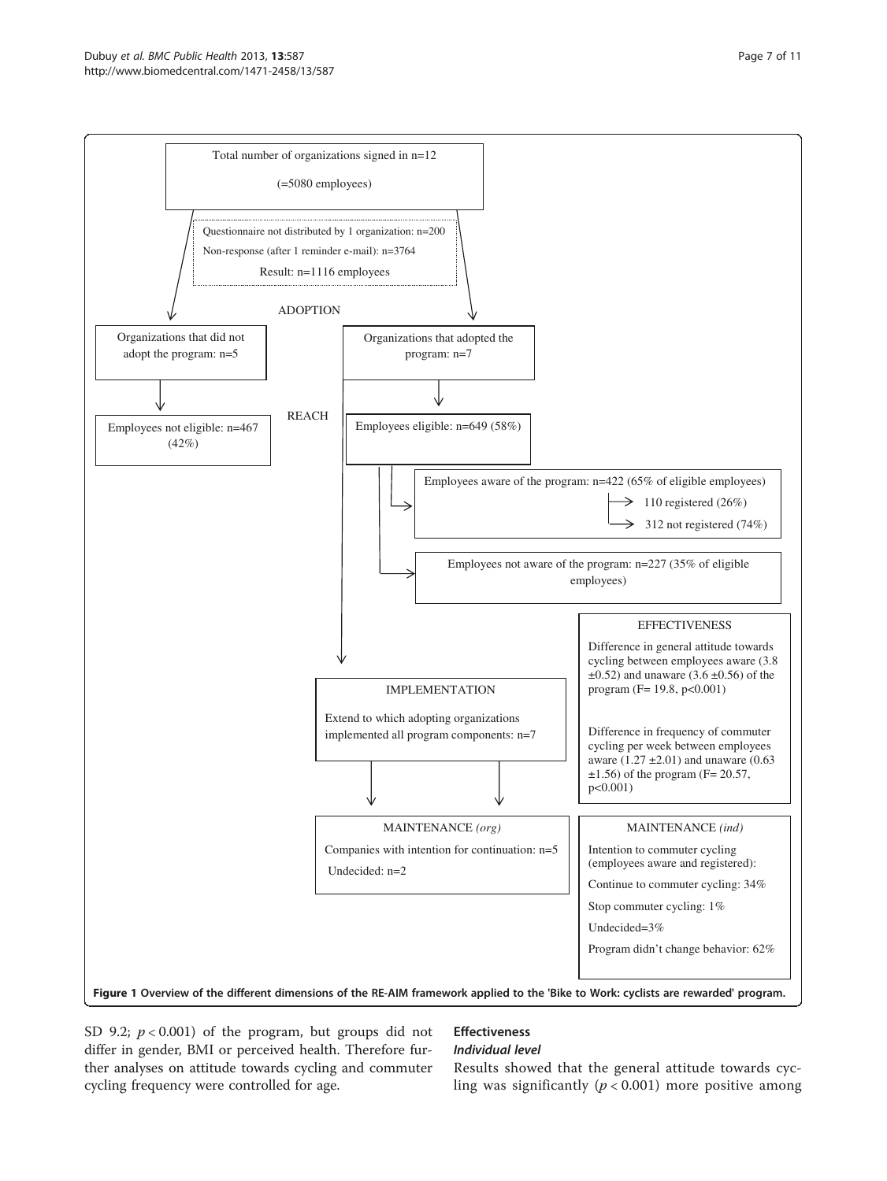Total number of organizations signed in n=12

(=5080 employees)

Questionnaire not distributed by 1 organization: n=200

Non-response (after 1 reminder e-mail): n=3764

Result: n=1116 employees

ADOPTION

Organizations that did not adopt the program: n=5

Organizations that adopted the program: n=7

REACH

Employees not eligible: n=467 (42%)

Employees eligible: n=649 (58%)

Employees aware of the program: n=422 (65% of eligible employees)

→ 110 registered (26%)

→ 312 not registered (74%)

Employees not aware of the program: n=227 (35% of eligible employees)

EFFECTIVENESS

Difference in general attitude towards cycling between employees aware (3.8 ±0.52) and unaware (3.6 ±0.56) of the program (F= 19.8, p<0.001)

Difference in frequency of commuter cycling per week between employees aware (1.27 ±2.01) and unaware (0.63 ±1.56) of the program (F= 20.57, p<0.001)

IMPLEMENTATION

Extend to which adopting organizations implemented all program components: n=7

MAINTENANCE *(org)*

Companies with intention for continuation: n=5

Undecided: n=2

MAINTENANCE *(ind)*

Intention to commuter cycling (employees aware and registered):

Continue to commuter cycling: 34%

Stop commuter cycling: 1%

Undecided=3%

Program didn't change behavior: 62%

**Figure 1 Overview of the different dimensions of the RE-AIM framework applied to the 'Bike to Work: cyclists are rewarded' program.**

SD 9.2; $p < 0.001$) of the program, but groups did not differ in gender, BMI or perceived health. Therefore further analyses on attitude towards cycling and commuter cycling frequency were controlled for age.

## Effectiveness

### *Individual level*

Results showed that the general attitude towards cycling was significantly ($p < 0.001$) more positive among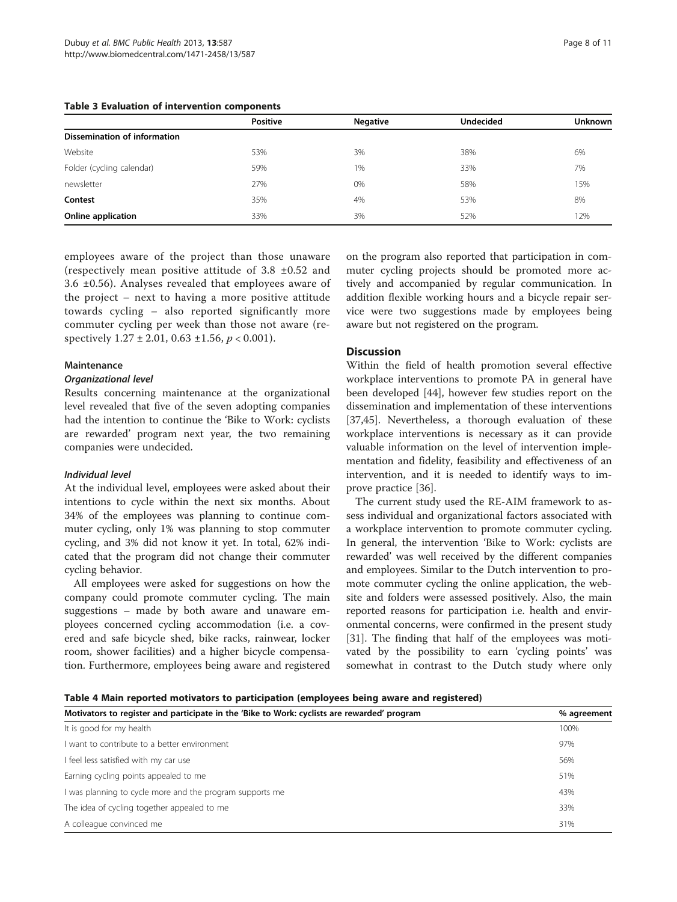**Table 3 Evaluation of intervention components**

| | Positive | Negative | Undecided | Unknown |
|---|---|---|---|---|
| **Dissemination of information** | | | | |
| Website | 53% | 3% | 38% | 6% |
| Folder (cycling calendar) | 59% | 1% | 33% | 7% |
| newsletter | 27% | 0% | 58% | 15% |
| **Contest** | 35% | 4% | 53% | 8% |
| **Online application** | 33% | 3% | 52% | 12% |

employees aware of the project than those unaware (respectively mean positive attitude of 3.8 ±0.52 and 3.6 ±0.56). Analyses revealed that employees aware of the project – next to having a more positive attitude towards cycling – also reported significantly more commuter cycling per week than those not aware (respectively 1.27 ± 2.01, 0.63 ±1.56, $p < 0.001$).

### Maintenance

#### *Organizational level*

Results concerning maintenance at the organizational level revealed that five of the seven adopting companies had the intention to continue the 'Bike to Work: cyclists are rewarded' program next year, the two remaining companies were undecided.

#### *Individual level*

At the individual level, employees were asked about their intentions to cycle within the next six months. About 34% of the employees was planning to continue commuter cycling, only 1% was planning to stop commuter cycling, and 3% did not know it yet. In total, 62% indicated that the program did not change their commuter cycling behavior.

All employees were asked for suggestions on how the company could promote commuter cycling. The main suggestions – made by both aware and unaware employees concerned cycling accommodation (i.e. a covered and safe bicycle shed, bike racks, rainwear, locker room, shower facilities) and a higher bicycle compensation. Furthermore, employees being aware and registered on the program also reported that participation in commuter cycling projects should be promoted more actively and accompanied by regular communication. In addition flexible working hours and a bicycle repair service were two suggestions made by employees being aware but not registered on the program.

## Discussion

Within the field of health promotion several effective workplace interventions to promote PA in general have been developed [44], however few studies report on the dissemination and implementation of these interventions [37,45]. Nevertheless, a thorough evaluation of these workplace interventions is necessary as it can provide valuable information on the level of intervention implementation and fidelity, feasibility and effectiveness of an intervention, and it is needed to identify ways to improve practice [36].

The current study used the RE-AIM framework to assess individual and organizational factors associated with a workplace intervention to promote commuter cycling. In general, the intervention 'Bike to Work: cyclists are rewarded' was well received by the different companies and employees. Similar to the Dutch intervention to promote commuter cycling the online application, the website and folders were assessed positively. Also, the main reported reasons for participation i.e. health and environmental concerns, were confirmed in the present study [31]. The finding that half of the employees was motivated by the possibility to earn 'cycling points' was somewhat in contrast to the Dutch study where only

**Table 4 Main reported motivators to participation (employees being aware and registered)**

| Motivators to register and participate in the 'Bike to Work: cyclists are rewarded' program | % agreement |
|---|---|
| It is good for my health | 100% |
| I want to contribute to a better environment | 97% |
| I feel less satisfied with my car use | 56% |
| Earning cycling points appealed to me | 51% |
| I was planning to cycle more and the program supports me | 43% |
| The idea of cycling together appealed to me | 33% |
| A colleague convinced me | 31% |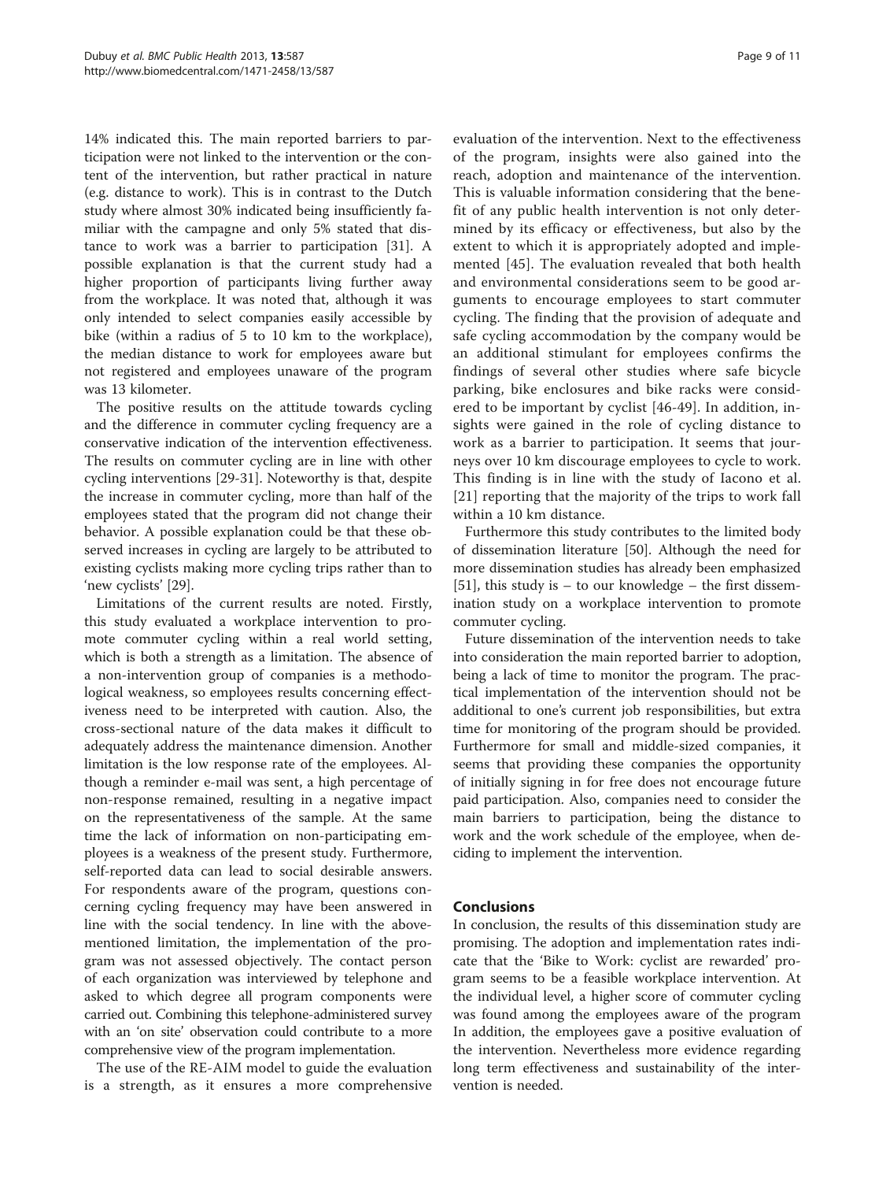14% indicated this. The main reported barriers to participation were not linked to the intervention or the content of the intervention, but rather practical in nature (e.g. distance to work). This is in contrast to the Dutch study where almost 30% indicated being insufficiently familiar with the campagne and only 5% stated that distance to work was a barrier to participation [31]. A possible explanation is that the current study had a higher proportion of participants living further away from the workplace. It was noted that, although it was only intended to select companies easily accessible by bike (within a radius of 5 to 10 km to the workplace), the median distance to work for employees aware but not registered and employees unaware of the program was 13 kilometer.

The positive results on the attitude towards cycling and the difference in commuter cycling frequency are a conservative indication of the intervention effectiveness. The results on commuter cycling are in line with other cycling interventions [29-31]. Noteworthy is that, despite the increase in commuter cycling, more than half of the employees stated that the program did not change their behavior. A possible explanation could be that these observed increases in cycling are largely to be attributed to existing cyclists making more cycling trips rather than to 'new cyclists' [29].

Limitations of the current results are noted. Firstly, this study evaluated a workplace intervention to promote commuter cycling within a real world setting, which is both a strength as a limitation. The absence of a non-intervention group of companies is a methodological weakness, so employees results concerning effectiveness need to be interpreted with caution. Also, the cross-sectional nature of the data makes it difficult to adequately address the maintenance dimension. Another limitation is the low response rate of the employees. Although a reminder e-mail was sent, a high percentage of non-response remained, resulting in a negative impact on the representativeness of the sample. At the same time the lack of information on non-participating employees is a weakness of the present study. Furthermore, self-reported data can lead to social desirable answers. For respondents aware of the program, questions concerning cycling frequency may have been answered in line with the social tendency. In line with the above-mentioned limitation, the implementation of the program was not assessed objectively. The contact person of each organization was interviewed by telephone and asked to which degree all program components were carried out. Combining this telephone-administered survey with an 'on site' observation could contribute to a more comprehensive view of the program implementation.

The use of the RE-AIM model to guide the evaluation is a strength, as it ensures a more comprehensive evaluation of the intervention. Next to the effectiveness of the program, insights were also gained into the reach, adoption and maintenance of the intervention. This is valuable information considering that the benefit of any public health intervention is not only determined by its efficacy or effectiveness, but also by the extent to which it is appropriately adopted and implemented [45]. The evaluation revealed that both health and environmental considerations seem to be good arguments to encourage employees to start commuter cycling. The finding that the provision of adequate and safe cycling accommodation by the company would be an additional stimulant for employees confirms the findings of several other studies where safe bicycle parking, bike enclosures and bike racks were considered to be important by cyclist [46-49]. In addition, insights were gained in the role of cycling distance to work as a barrier to participation. It seems that journeys over 10 km discourage employees to cycle to work. This finding is in line with the study of Iacono et al. [21] reporting that the majority of the trips to work fall within a 10 km distance.

Furthermore this study contributes to the limited body of dissemination literature [50]. Although the need for more dissemination studies has already been emphasized [51], this study is – to our knowledge – the first dissemination study on a workplace intervention to promote commuter cycling.

Future dissemination of the intervention needs to take into consideration the main reported barrier to adoption, being a lack of time to monitor the program. The practical implementation of the intervention should not be additional to one's current job responsibilities, but extra time for monitoring of the program should be provided. Furthermore for small and middle-sized companies, it seems that providing these companies the opportunity of initially signing in for free does not encourage future paid participation. Also, companies need to consider the main barriers to participation, being the distance to work and the work schedule of the employee, when deciding to implement the intervention.

## Conclusions

In conclusion, the results of this dissemination study are promising. The adoption and implementation rates indicate that the 'Bike to Work: cyclist are rewarded' program seems to be a feasible workplace intervention. At the individual level, a higher score of commuter cycling was found among the employees aware of the program In addition, the employees gave a positive evaluation of the intervention. Nevertheless more evidence regarding long term effectiveness and sustainability of the intervention is needed.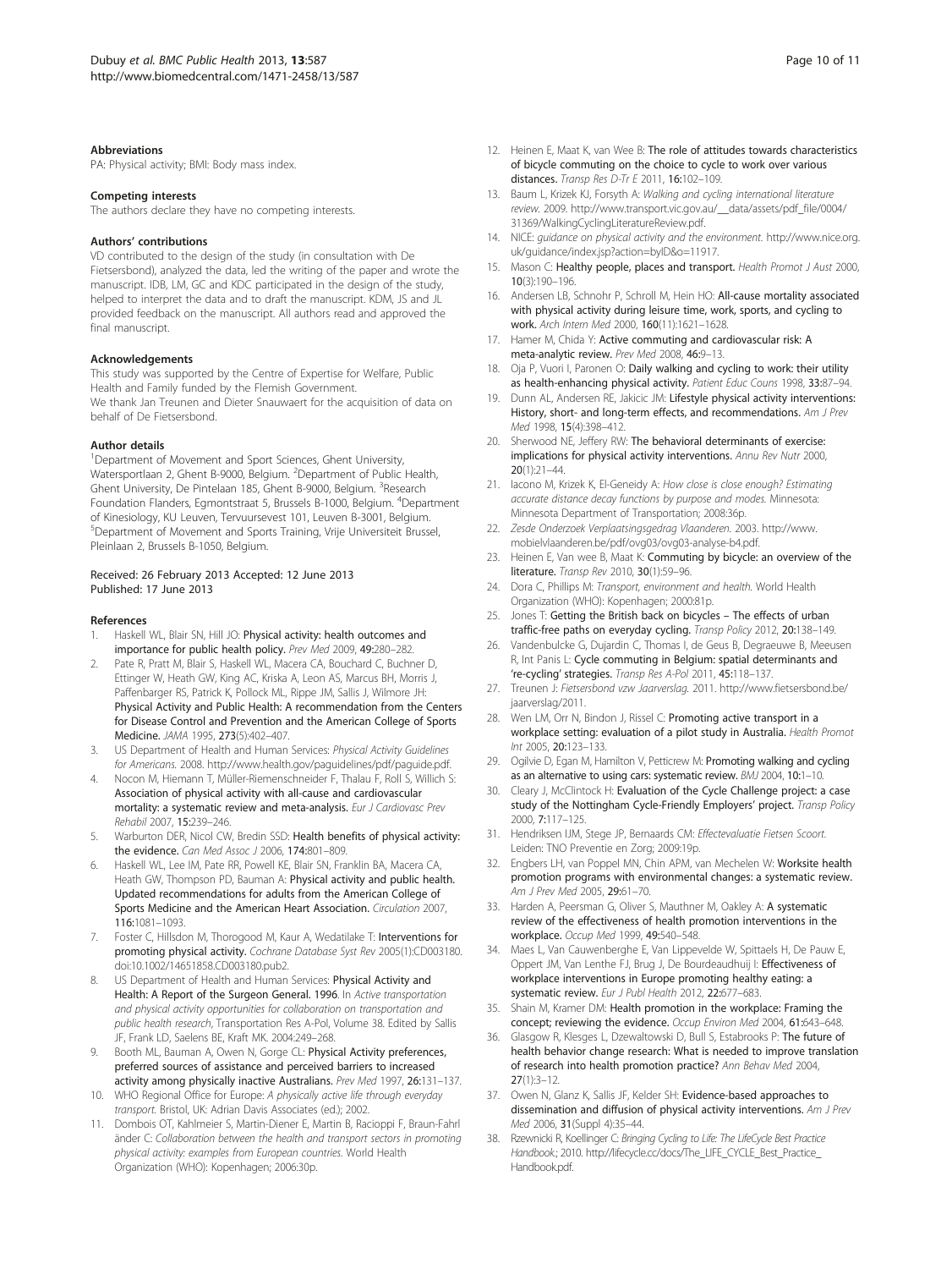### Abbreviations

PA: Physical activity; BMI: Body mass index.

### Competing interests

The authors declare they have no competing interests.

### Authors' contributions

VD contributed to the design of the study (in consultation with De Fietsersbond), analyzed the data, led the writing of the paper and wrote the manuscript. IDB, LM, GC and KDC participated in the design of the study, helped to interpret the data and to draft the manuscript. KDM, JS and JL provided feedback on the manuscript. All authors read and approved the final manuscript.

### Acknowledgements

This study was supported by the Centre of Expertise for Welfare, Public Health and Family funded by the Flemish Government.
We thank Jan Treunen and Dieter Snauwaert for the acquisition of data on behalf of De Fietsersbond.

### Author details

[1]Department of Movement and Sport Sciences, Ghent University, Watersportlaan 2, Ghent B-9000, Belgium. [2]Department of Public Health, Ghent University, De Pintelaan 185, Ghent B-9000, Belgium. [3]Research Foundation Flanders, Egmontstraat 5, Brussels B-1000, Belgium. [4]Department of Kinesiology, KU Leuven, Tervuursevest 101, Leuven B-3001, Belgium. [5]Department of Movement and Sports Training, Vrije Universiteit Brussel, Pleinlaan 2, Brussels B-1050, Belgium.

Received: 26 February 2013 Accepted: 12 June 2013
Published: 17 June 2013

### References

1. Haskell WL, Blair SN, Hill JO: **Physical activity: health outcomes and importance for public health policy.** *Prev Med* 2009, **49:**280–282.
2. Pate R, Pratt M, Blair S, Haskell WL, Macera CA, Bouchard C, Buchner D, Ettinger W, Heath GW, King AC, Kriska A, Leon AS, Marcus BH, Morris J, Paffenbarger RS, Patrick K, Pollock ML, Rippe JM, Sallis J, Wilmore JH: **Physical Activity and Public Health: A recommendation from the Centers for Disease Control and Prevention and the American College of Sports Medicine.** *JAMA* 1995, **273**(5):402–407.
3. US Department of Health and Human Services: *Physical Activity Guidelines for Americans.* 2008. http://www.health.gov/paguidelines/pdf/paguide.pdf.
4. Nocon M, Hiemann T, Müller-Riemenschneider F, Thalau F, Roll S, Willich S: **Association of physical activity with all-cause and cardiovascular mortality: a systematic review and meta-analysis.** *Eur J Cardiovasc Prev Rehabil* 2007, **15:**239–246.
5. Warburton DER, Nicol CW, Bredin SSD: **Health benefits of physical activity: the evidence.** *Can Med Assoc J* 2006, **174:**801–809.
6. Haskell WL, Lee IM, Pate RR, Powell KE, Blair SN, Franklin BA, Macera CA, Heath GW, Thompson PD, Bauman A: **Physical activity and public health. Updated recommendations for adults from the American College of Sports Medicine and the American Heart Association.** *Circulation* 2007, **116:**1081–1093.
7. Foster C, Hillsdon M, Thorogood M, Kaur A, Wedatilake T: **Interventions for promoting physical activity.** *Cochrane Database Syst Rev* 2005(1):CD003180. doi:10.1002/14651858.CD003180.pub2.
8. US Department of Health and Human Services: **Physical Activity and Health: A Report of the Surgeon General. 1996**. In *Active transportation and physical activity opportunities for collaboration on transportation and public health research*, Transportation Res A-Pol, Volume 38. Edited by Sallis JF, Frank LD, Saelens BE, Kraft MK. 2004:249–268.
9. Booth ML, Bauman A, Owen N, Gorge CL: **Physical Activity preferences, preferred sources of assistance and perceived barriers to increased activity among physically inactive Australians.** *Prev Med* 1997, **26:**131–137.
10. WHO Regional Office for Europe: *A physically active life through everyday transport.* Bristol, UK: Adrian Davis Associates (ed.); 2002.
11. Dombois OT, Kahlmeier S, Martin-Diener E, Martin B, Racioppi F, Braun-Fahrländer C: *Collaboration between the health and transport sectors in promoting physical activity: examples from European countries.* World Health Organization (WHO): Kopenhagen; 2006:30p.
12. Heinen E, Maat K, van Wee B: **The role of attitudes towards characteristics of bicycle commuting on the choice to cycle to work over various distances.** *Transp Res D-Tr E* 2011, **16:**102–109.
13. Baum L, Krizek KJ, Forsyth A: *Walking and cycling international literature review.* 2009. http://www.transport.vic.gov.au/__data/assets/pdf_file/0004/31369/WalkingCyclingLiteratureReview.pdf.
14. NICE: *guidance on physical activity and the environment.* http://www.nice.org.uk/guidance/index.jsp?action=byID&o=11917.
15. Mason C: **Healthy people, places and transport.** *Health Promot J Aust* 2000, **10**(3):190–196.
16. Andersen LB, Schnohr P, Schroll M, Hein HO: **All-cause mortality associated with physical activity during leisure time, work, sports, and cycling to work.** *Arch Intern Med* 2000, **160**(11):1621–1628.
17. Hamer M, Chida Y: **Active commuting and cardiovascular risk: A meta-analytic review.** *Prev Med* 2008, **46:**9–13.
18. Oja P, Vuori I, Paronen O: **Daily walking and cycling to work: their utility as health-enhancing physical activity.** *Patient Educ Couns* 1998, **33:**87–94.
19. Dunn AL, Andersen RE, Jakicic JM: **Lifestyle physical activity interventions: History, short- and long-term effects, and recommendations.** *Am J Prev Med* 1998, **15**(4):398–412.
20. Sherwood NE, Jeffery RW: **The behavioral determinants of exercise: implications for physical activity interventions.** *Annu Rev Nutr* 2000, **20**(1):21–44.
21. Iacono M, Krizek K, El-Geneidy A: *How close is close enough? Estimating accurate distance decay functions by purpose and modes.* Minnesota: Minnesota Department of Transportation; 2008:36p.
22. *Zesde Onderzoek Verplaatsingsgedrag Vlaanderen.* 2003. http://www.mobielvlaanderen.be/pdf/ovg03/ovg03-analyse-b4.pdf.
23. Heinen E, Van wee B, Maat K: **Commuting by bicycle: an overview of the literature.** *Transp Rev* 2010, **30**(1):59–96.
24. Dora C, Phillips M: *Transport, environment and health.* World Health Organization (WHO): Kopenhagen; 2000:81p.
25. Jones T: **Getting the British back on bicycles – The effects of urban traffic-free paths on everyday cycling.** *Transp Policy* 2012, **20:**138–149.
26. Vandenbulcke G, Dujardin C, Thomas I, de Geus B, Degraeuwe B, Meeusen R, Int Panis L: **Cycle commuting in Belgium: spatial determinants and 're-cycling' strategies.** *Transp Res A-Pol* 2011, **45:**118–137.
27. Treunen J: *Fietsersbond vzw Jaarverslag.* 2011. http://www.fietsersbond.be/jaarverslag/2011.
28. Wen LM, Orr N, Bindon J, Rissel C: **Promoting active transport in a workplace setting: evaluation of a pilot study in Australia.** *Health Promot Int* 2005, **20:**123–133.
29. Ogilvie D, Egan M, Hamilton V, Petticrew M: **Promoting walking and cycling as an alternative to using cars: systematic review.** *BMJ* 2004, **10:**1–10.
30. Cleary J, McClintock H: **Evaluation of the Cycle Challenge project: a case study of the Nottingham Cycle-Friendly Employers' project.** *Transp Policy* 2000, **7:**117–125.
31. Hendriksen IJM, Stege JP, Bernaards CM: *Effectevaluatie Fietsen Scoort.* Leiden: TNO Preventie en Zorg; 2009:19p.
32. Engbers LH, van Poppel MN, Chin APM, van Mechelen W: **Worksite health promotion programs with environmental changes: a systematic review.** *Am J Prev Med* 2005, **29:**61–70.
33. Harden A, Peersman G, Oliver S, Mauthner M, Oakley A: **A systematic review of the effectiveness of health promotion interventions in the workplace.** *Occup Med* 1999, **49:**540–548.
34. Maes L, Van Cauwenberghe E, Van Lippevelde W, Spittaels H, De Pauw E, Oppert JM, Van Lenthe FJ, Brug J, De Bourdeaudhuij I: **Effectiveness of workplace interventions in Europe promoting healthy eating: a systematic review.** *Eur J Publ Health* 2012, **22:**677–683.
35. Shain M, Kramer DM: **Health promotion in the workplace: Framing the concept; reviewing the evidence.** *Occup Environ Med* 2004, **61:**643–648.
36. Glasgow R, Klesges L, Dzewaltowski D, Bull S, Estabrooks P: **The future of health behavior change research: What is needed to improve translation of research into health promotion practice?** *Ann Behav Med* 2004, **27**(1):3–12.
37. Owen N, Glanz K, Sallis JF, Kelder SH: **Evidence-based approaches to dissemination and diffusion of physical activity interventions.** *Am J Prev Med* 2006, **31**(Suppl 4):35–44.
38. Rzewnicki R, Koellinger C: *Bringing Cycling to Life: The LifeCycle Best Practice Handbook.*; 2010. http://lifecycle.cc/docs/The_LIFE_CYCLE_Best_Practice_Handbook.pdf.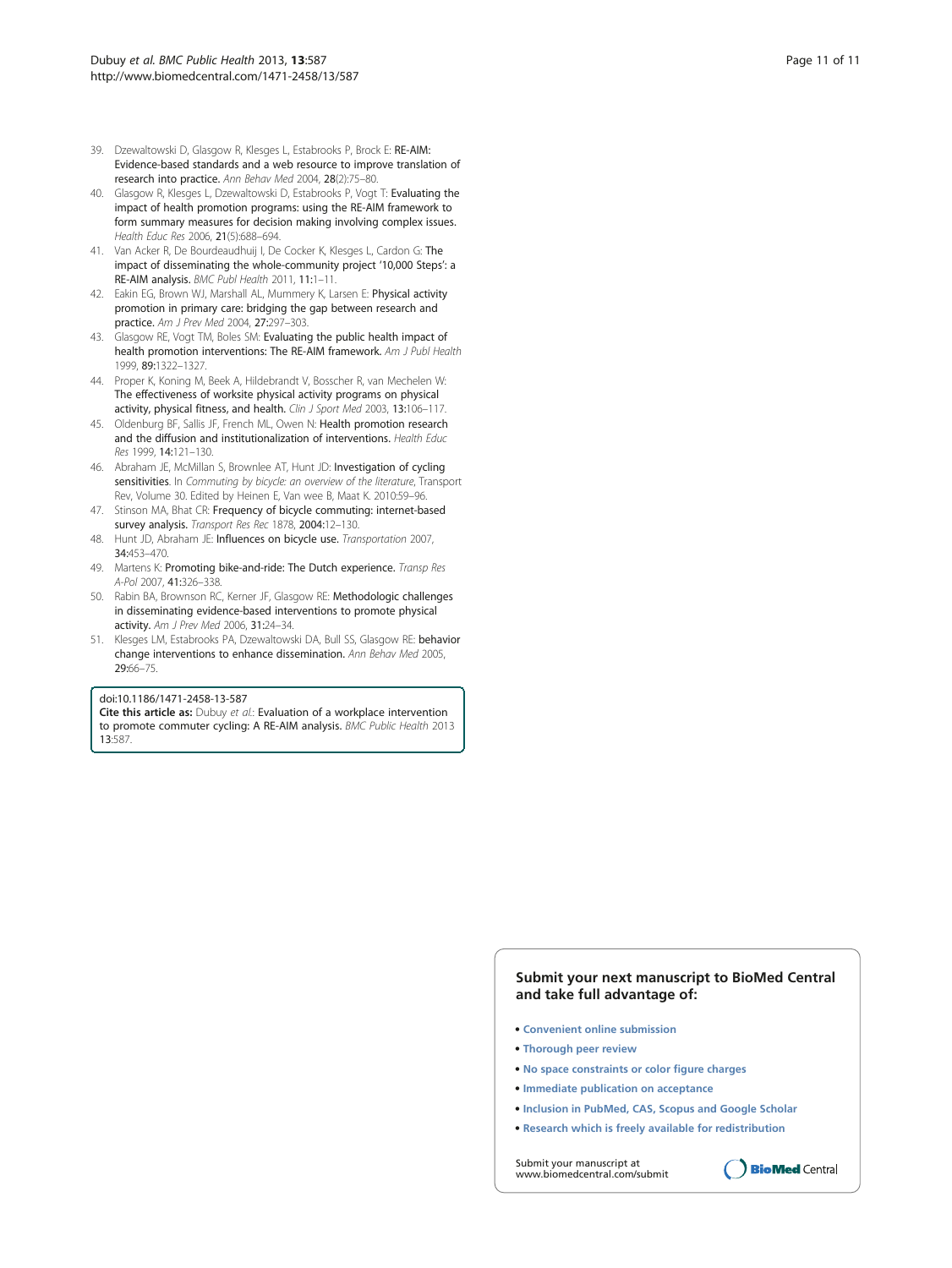39. Dzewaltowski D, Glasgow R, Klesges L, Estabrooks P, Brock E: **RE-AIM: Evidence-based standards and a web resource to improve translation of research into practice.** *Ann Behav Med* 2004, **28**(2):75–80.
40. Glasgow R, Klesges L, Dzewaltowski D, Estabrooks P, Vogt T: **Evaluating the impact of health promotion programs: using the RE-AIM framework to form summary measures for decision making involving complex issues.** *Health Educ Res* 2006, **21**(5):688–694.
41. Van Acker R, De Bourdeaudhuij I, De Cocker K, Klesges L, Cardon G: **The impact of disseminating the whole-community project '10,000 Steps': a RE-AIM analysis.** *BMC Publ Health* 2011, **11**:1–11.
42. Eakin EG, Brown WJ, Marshall AL, Mummery K, Larsen E: **Physical activity promotion in primary care: bridging the gap between research and practice.** *Am J Prev Med* 2004, **27**:297–303.
43. Glasgow RE, Vogt TM, Boles SM: **Evaluating the public health impact of health promotion interventions: The RE-AIM framework.** *Am J Publ Health* 1999, **89**:1322–1327.
44. Proper K, Koning M, Beek A, Hildebrandt V, Bosscher R, van Mechelen W: **The effectiveness of worksite physical activity programs on physical activity, physical fitness, and health.** *Clin J Sport Med* 2003, **13**:106–117.
45. Oldenburg BF, Sallis JF, French ML, Owen N: **Health promotion research and the diffusion and institutionalization of interventions.** *Health Educ Res* 1999, **14**:121–130.
46. Abraham JE, McMillan S, Brownlee AT, Hunt JD: **Investigation of cycling sensitivities**. In *Commuting by bicycle: an overview of the literature*, Transport Rev, Volume 30. Edited by Heinen E, Van wee B, Maat K. 2010:59–96.
47. Stinson MA, Bhat CR: **Frequency of bicycle commuting: internet-based survey analysis.** *Transport Res Rec* 1878, **2004**:12–130.
48. Hunt JD, Abraham JE: **Influences on bicycle use.** *Transportation* 2007, **34**:453–470.
49. Martens K: **Promoting bike-and-ride: The Dutch experience.** *Transp Res A-Pol* 2007, **41**:326–338.
50. Rabin BA, Brownson RC, Kerner JF, Glasgow RE: **Methodologic challenges in disseminating evidence-based interventions to promote physical activity.** *Am J Prev Med* 2006, **31**:24–34.
51. Klesges LM, Estabrooks PA, Dzewaltowski DA, Bull SS, Glasgow RE: **behavior change interventions to enhance dissemination.** *Ann Behav Med* 2005, **29**:66–75.

doi:10.1186/1471-2458-13-587
**Cite this article as:** Dubuy *et al.*: Evaluation of a workplace intervention to promote commuter cycling: A RE-AIM analysis. *BMC Public Health* 2013 **13**:587.